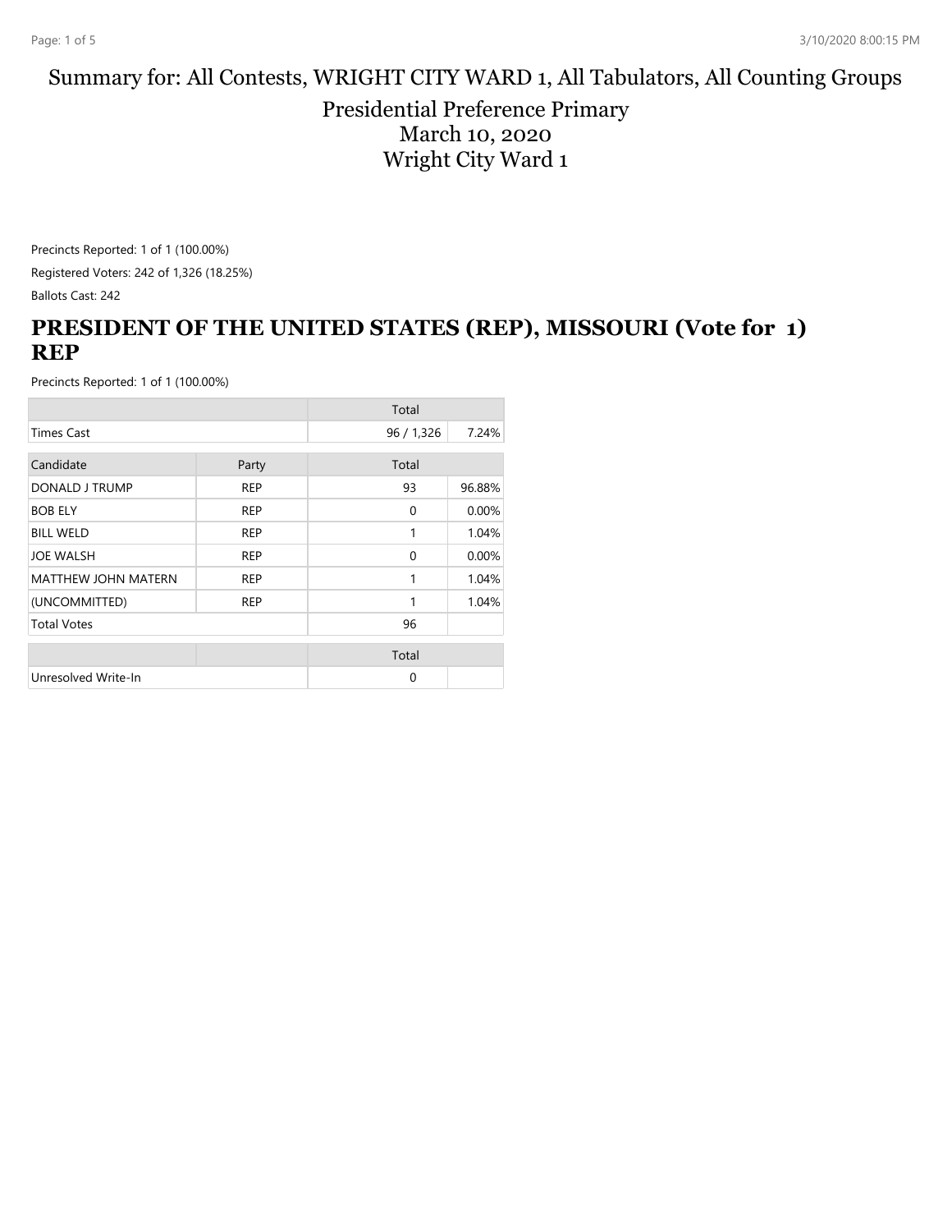# Summary for: All Contests, WRIGHT CITY WARD 1, All Tabulators, All Counting Groups

Presidential Preference Primary
March 10, 2020
Wright City Ward 1

Precincts Reported: 1 of 1 (100.00%)

Registered Voters: 242 of 1,326 (18.25%)

Ballots Cast: 242

## PRESIDENT OF THE UNITED STATES (REP), MISSOURI (Vote for 1) REP

Precincts Reported: 1 of 1 (100.00%)

| | | Total | |
|---|---|---|---|
| Times Cast | | 96 / 1,326 | 7.24% |

| Candidate | Party | Total | |
|---|---|---|---|
| DONALD J TRUMP | REP | 93 | 96.88% |
| BOB ELY | REP | 0 | 0.00% |
| BILL WELD | REP | 1 | 1.04% |
| JOE WALSH | REP | 0 | 0.00% |
| MATTHEW JOHN MATERN | REP | 1 | 1.04% |
| (UNCOMMITTED) | REP | 1 | 1.04% |
| Total Votes | | 96 | |

| | | Total | |
|---|---|---|---|
| Unresolved Write-In | | 0 | |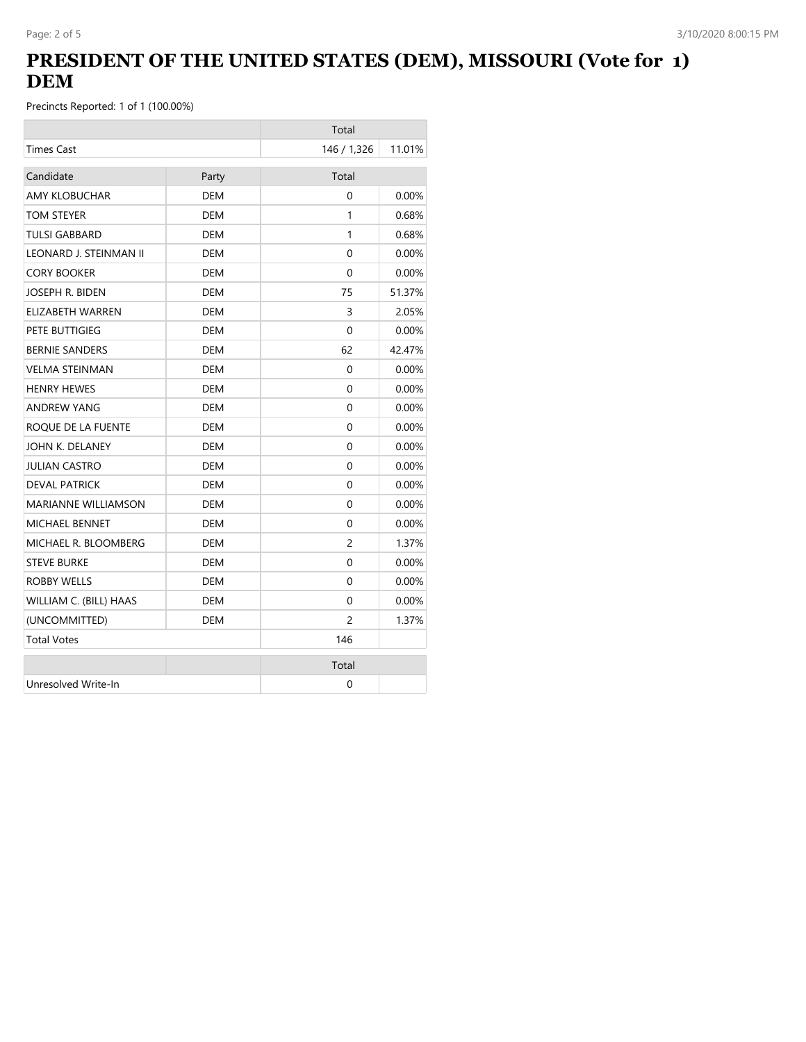# PRESIDENT OF THE UNITED STATES (DEM), MISSOURI (Vote for 1) DEM

Precincts Reported: 1 of 1 (100.00%)

| | | Total | |
|---|---|---|---|
| Times Cast | | 146 / 1,326 | 11.01% |

| Candidate | Party | Total | |
|---|---|---|---|
| AMY KLOBUCHAR | DEM | 0 | 0.00% |
| TOM STEYER | DEM | 1 | 0.68% |
| TULSI GABBARD | DEM | 1 | 0.68% |
| LEONARD J. STEINMAN II | DEM | 0 | 0.00% |
| CORY BOOKER | DEM | 0 | 0.00% |
| JOSEPH R. BIDEN | DEM | 75 | 51.37% |
| ELIZABETH WARREN | DEM | 3 | 2.05% |
| PETE BUTTIGIEG | DEM | 0 | 0.00% |
| BERNIE SANDERS | DEM | 62 | 42.47% |
| VELMA STEINMAN | DEM | 0 | 0.00% |
| HENRY HEWES | DEM | 0 | 0.00% |
| ANDREW YANG | DEM | 0 | 0.00% |
| ROQUE DE LA FUENTE | DEM | 0 | 0.00% |
| JOHN K. DELANEY | DEM | 0 | 0.00% |
| JULIAN CASTRO | DEM | 0 | 0.00% |
| DEVAL PATRICK | DEM | 0 | 0.00% |
| MARIANNE WILLIAMSON | DEM | 0 | 0.00% |
| MICHAEL BENNET | DEM | 0 | 0.00% |
| MICHAEL R. BLOOMBERG | DEM | 2 | 1.37% |
| STEVE BURKE | DEM | 0 | 0.00% |
| ROBBY WELLS | DEM | 0 | 0.00% |
| WILLIAM C. (BILL) HAAS | DEM | 0 | 0.00% |
| (UNCOMMITTED) | DEM | 2 | 1.37% |
| Total Votes | | 146 | |

| | | Total | |
|---|---|---|---|
| Unresolved Write-In | | 0 | |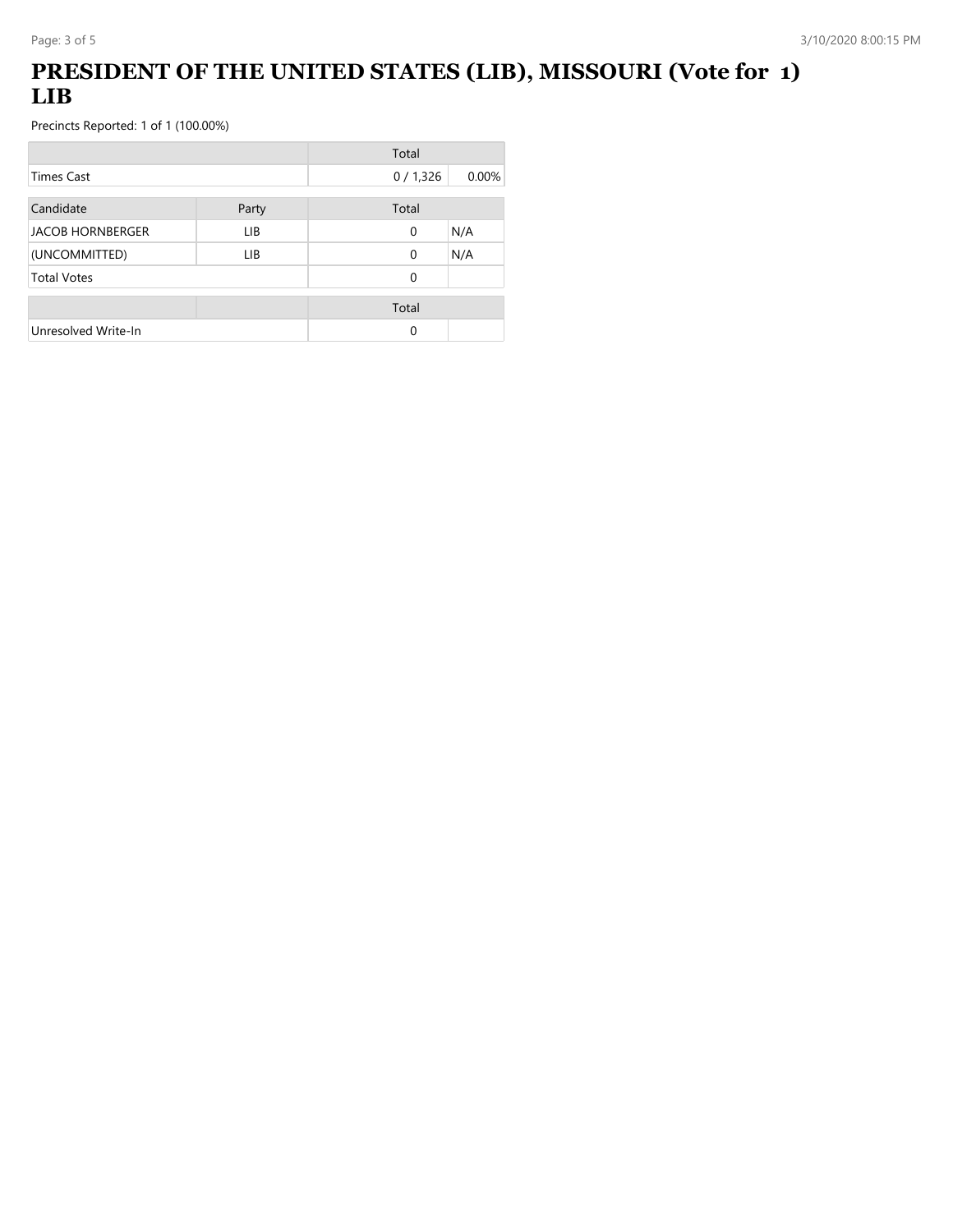# PRESIDENT OF THE UNITED STATES (LIB), MISSOURI (Vote for 1) LIB

Precincts Reported: 1 of 1 (100.00%)

| | | Total | |
|---|---|---|---|
| Times Cast | | 0 / 1,326 | 0.00% |

| Candidate | Party | Total | |
|---|---|---|---|
| JACOB HORNBERGER | LIB | 0 | N/A |
| (UNCOMMITTED) | LIB | 0 | N/A |
| Total Votes | | 0 | |

| | | Total | |
|---|---|---|---|
| Unresolved Write-In | | 0 | |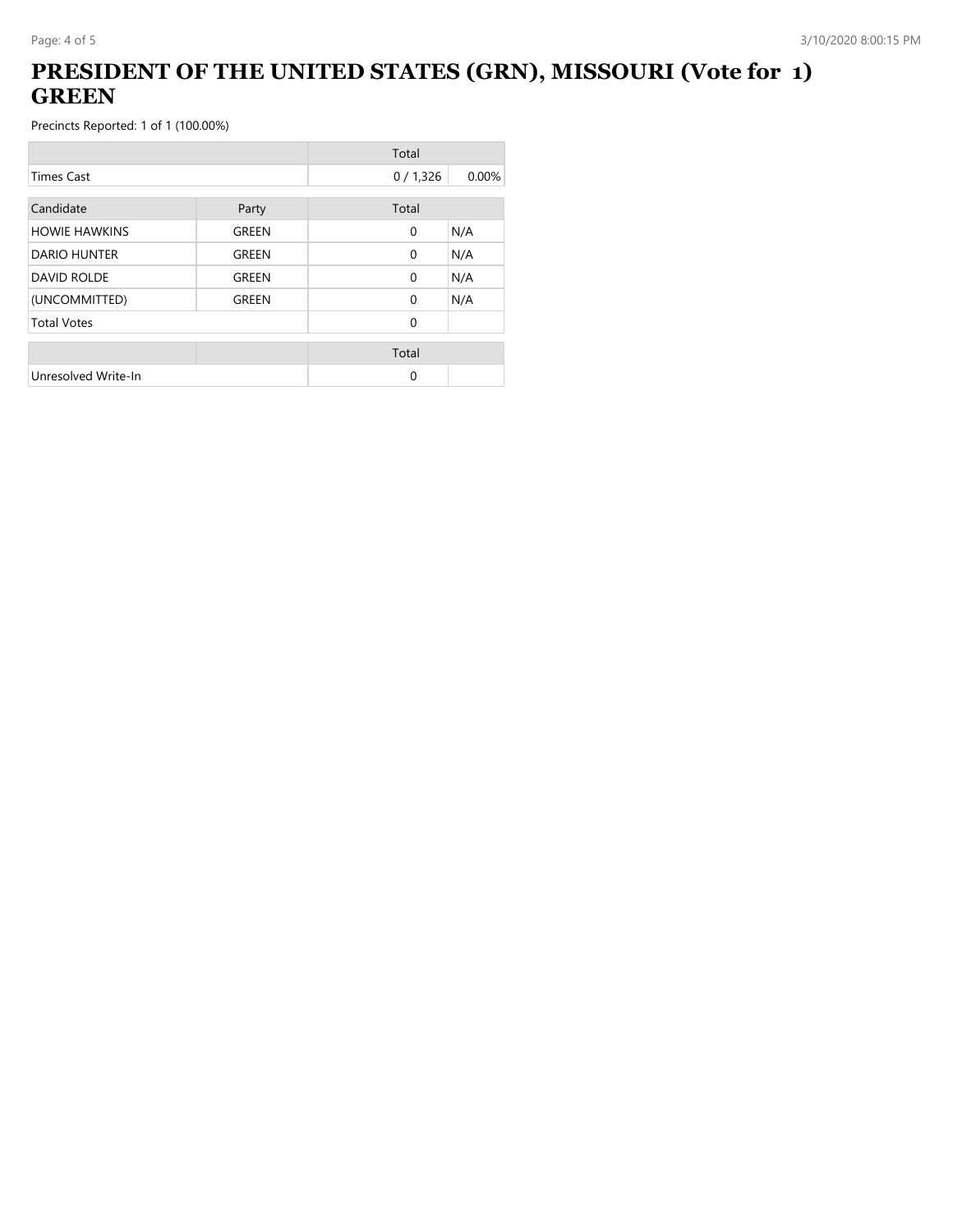# PRESIDENT OF THE UNITED STATES (GRN), MISSOURI (Vote for 1) GREEN

Precincts Reported: 1 of 1 (100.00%)

| | | Total | |
|---|---|---|---|
| Times Cast | | 0 / 1,326 | 0.00% |

| Candidate | Party | Total | |
|---|---|---|---|
| HOWIE HAWKINS | GREEN | 0 | N/A |
| DARIO HUNTER | GREEN | 0 | N/A |
| DAVID ROLDE | GREEN | 0 | N/A |
| (UNCOMMITTED) | GREEN | 0 | N/A |
| Total Votes | | 0 | |

| | | Total | |
|---|---|---|---|
| Unresolved Write-In | | 0 | |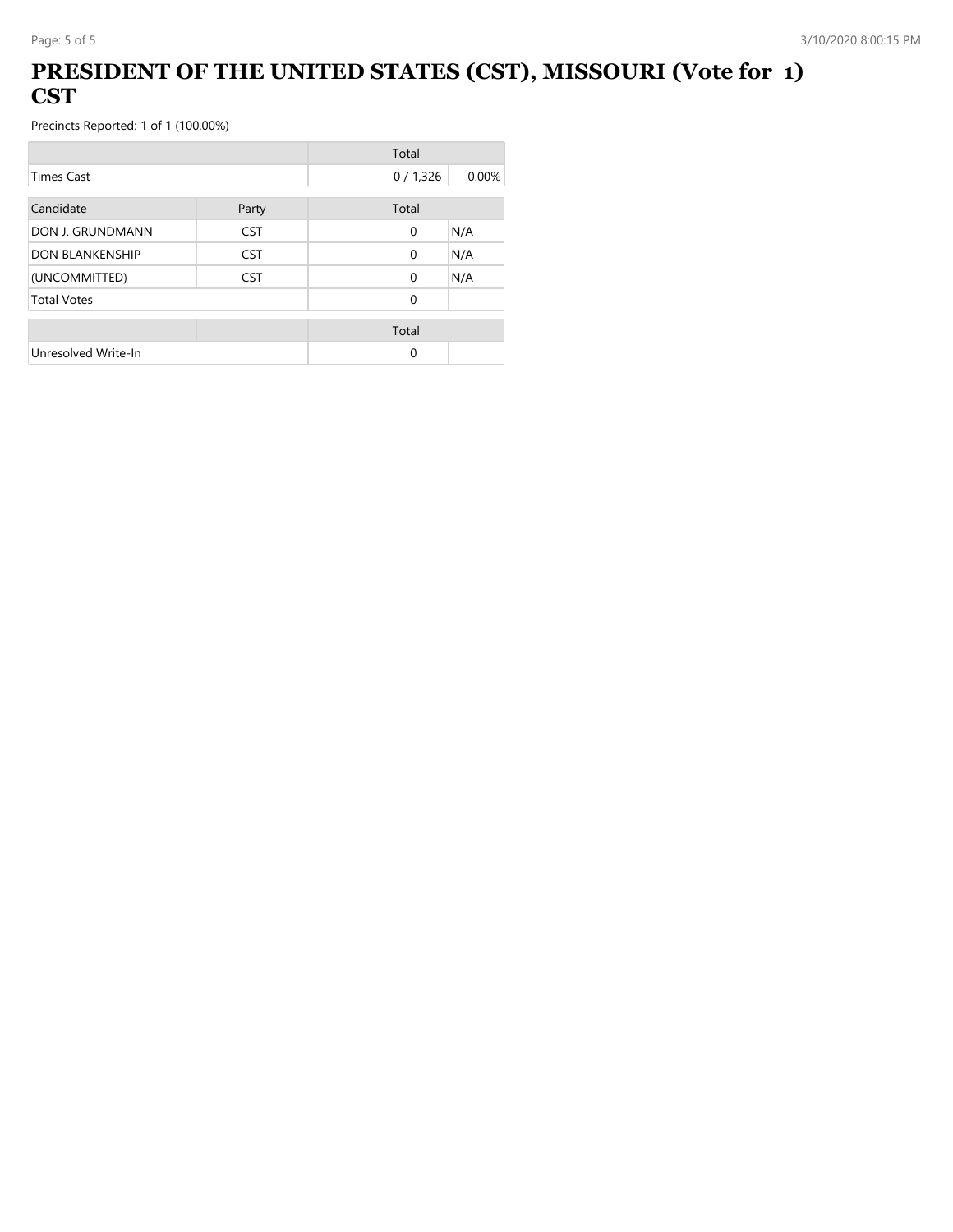# PRESIDENT OF THE UNITED STATES (CST), MISSOURI (Vote for 1) CST

Precincts Reported: 1 of 1 (100.00%)

| | Total | |
|---|---|---|
| Times Cast | 0 / 1,326 | 0.00% |

| Candidate | Party | Total | |
|---|---|---|---|
| DON J. GRUNDMANN | CST | 0 | N/A |
| DON BLANKENSHIP | CST | 0 | N/A |
| (UNCOMMITTED) | CST | 0 | N/A |
| Total Votes | | 0 | |

| | | Total | |
|---|---|---|---|
| Unresolved Write-In | | 0 | |